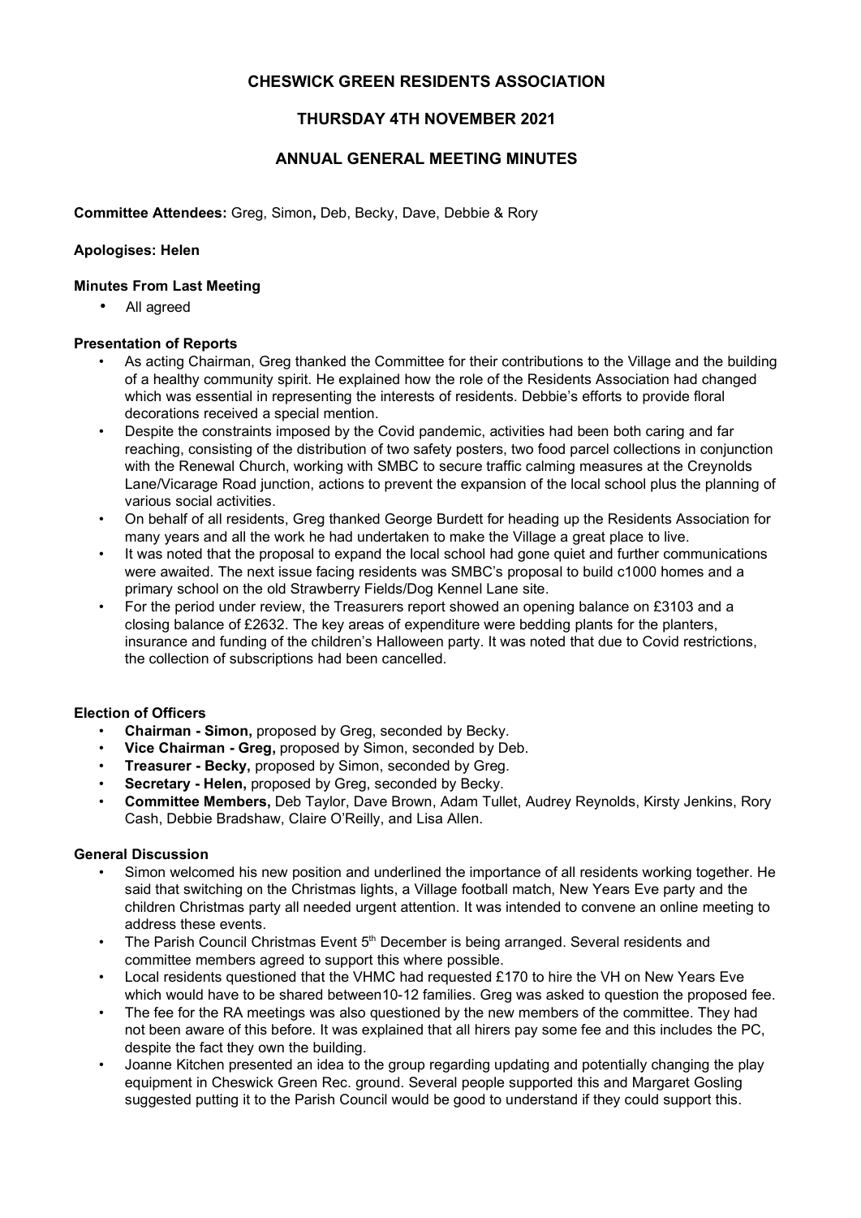# CHESWICK GREEN RESIDENTS ASSOCIATION

## THURSDAY 4TH NOVEMBER 2021

## ANNUAL GENERAL MEETING MINUTES

**Committee Attendees:** Greg, Simon**,** Deb, Becky, Dave, Debbie & Rory

**Apologises: Helen**

**Minutes From Last Meeting**

- All agreed

**Presentation of Reports**

- As acting Chairman, Greg thanked the Committee for their contributions to the Village and the building of a healthy community spirit. He explained how the role of the Residents Association had changed which was essential in representing the interests of residents. Debbie's efforts to provide floral decorations received a special mention.
- Despite the constraints imposed by the Covid pandemic, activities had been both caring and far reaching, consisting of the distribution of two safety posters, two food parcel collections in conjunction with the Renewal Church, working with SMBC to secure traffic calming measures at the Creynolds Lane/Vicarage Road junction, actions to prevent the expansion of the local school plus the planning of various social activities.
- On behalf of all residents, Greg thanked George Burdett for heading up the Residents Association for many years and all the work he had undertaken to make the Village a great place to live.
- It was noted that the proposal to expand the local school had gone quiet and further communications were awaited. The next issue facing residents was SMBC's proposal to build c1000 homes and a primary school on the old Strawberry Fields/Dog Kennel Lane site.
- For the period under review, the Treasurers report showed an opening balance on £3103 and a closing balance of £2632. The key areas of expenditure were bedding plants for the planters, insurance and funding of the children's Halloween party. It was noted that due to Covid restrictions, the collection of subscriptions had been cancelled.

**Election of Officers**

- **Chairman - Simon,** proposed by Greg, seconded by Becky.
- **Vice Chairman - Greg,** proposed by Simon, seconded by Deb.
- **Treasurer - Becky,** proposed by Simon, seconded by Greg.
- **Secretary - Helen,** proposed by Greg, seconded by Becky.
- **Committee Members,** Deb Taylor, Dave Brown, Adam Tullet, Audrey Reynolds, Kirsty Jenkins, Rory Cash, Debbie Bradshaw, Claire O'Reilly, and Lisa Allen.

**General Discussion**

- Simon welcomed his new position and underlined the importance of all residents working together. He said that switching on the Christmas lights, a Village football match, New Years Eve party and the children Christmas party all needed urgent attention. It was intended to convene an online meeting to address these events.
- The Parish Council Christmas Event 5th December is being arranged. Several residents and committee members agreed to support this where possible.
- Local residents questioned that the VHMC had requested £170 to hire the VH on New Years Eve which would have to be shared between10-12 families. Greg was asked to question the proposed fee.
- The fee for the RA meetings was also questioned by the new members of the committee. They had not been aware of this before. It was explained that all hirers pay some fee and this includes the PC, despite the fact they own the building.
- Joanne Kitchen presented an idea to the group regarding updating and potentially changing the play equipment in Cheswick Green Rec. ground. Several people supported this and Margaret Gosling suggested putting it to the Parish Council would be good to understand if they could support this.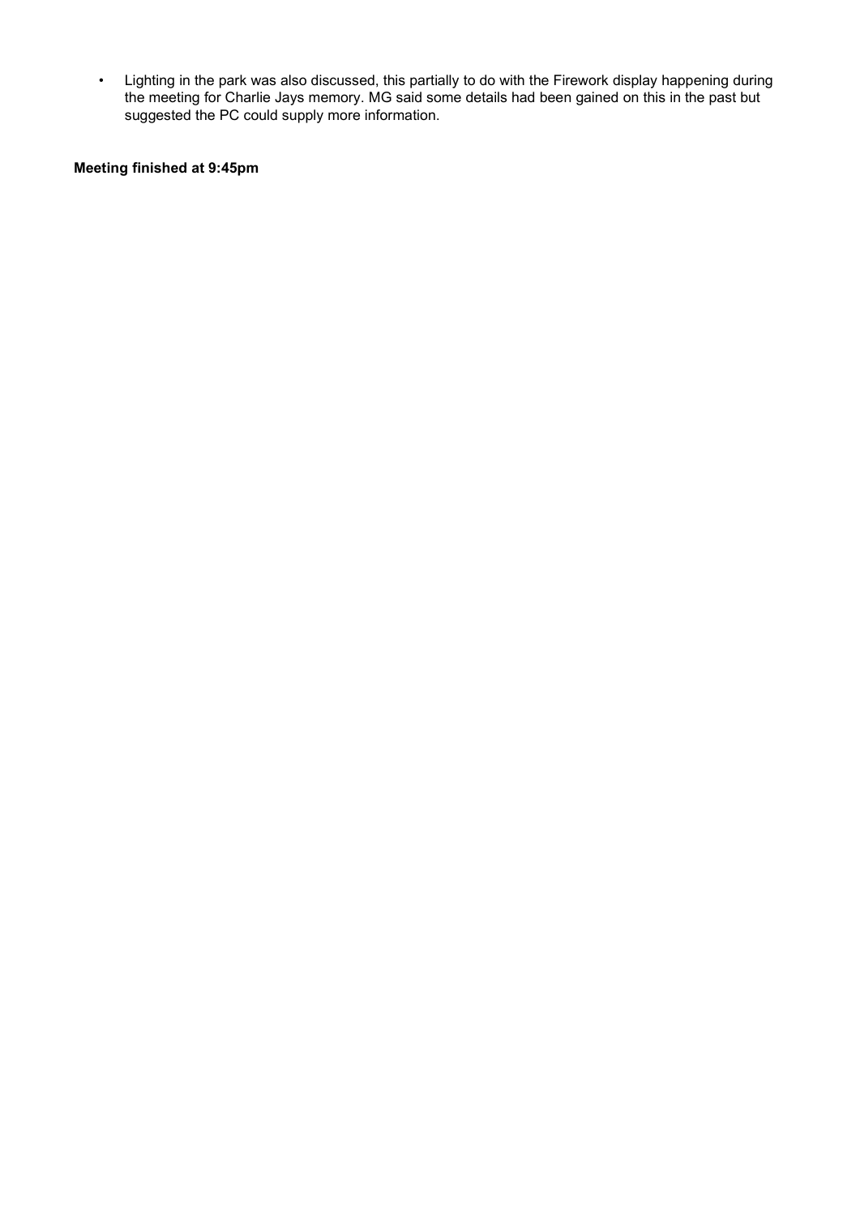- Lighting in the park was also discussed, this partially to do with the Firework display happening during the meeting for Charlie Jays memory. MG said some details had been gained on this in the past but suggested the PC could supply more information.

**Meeting finished at 9:45pm**